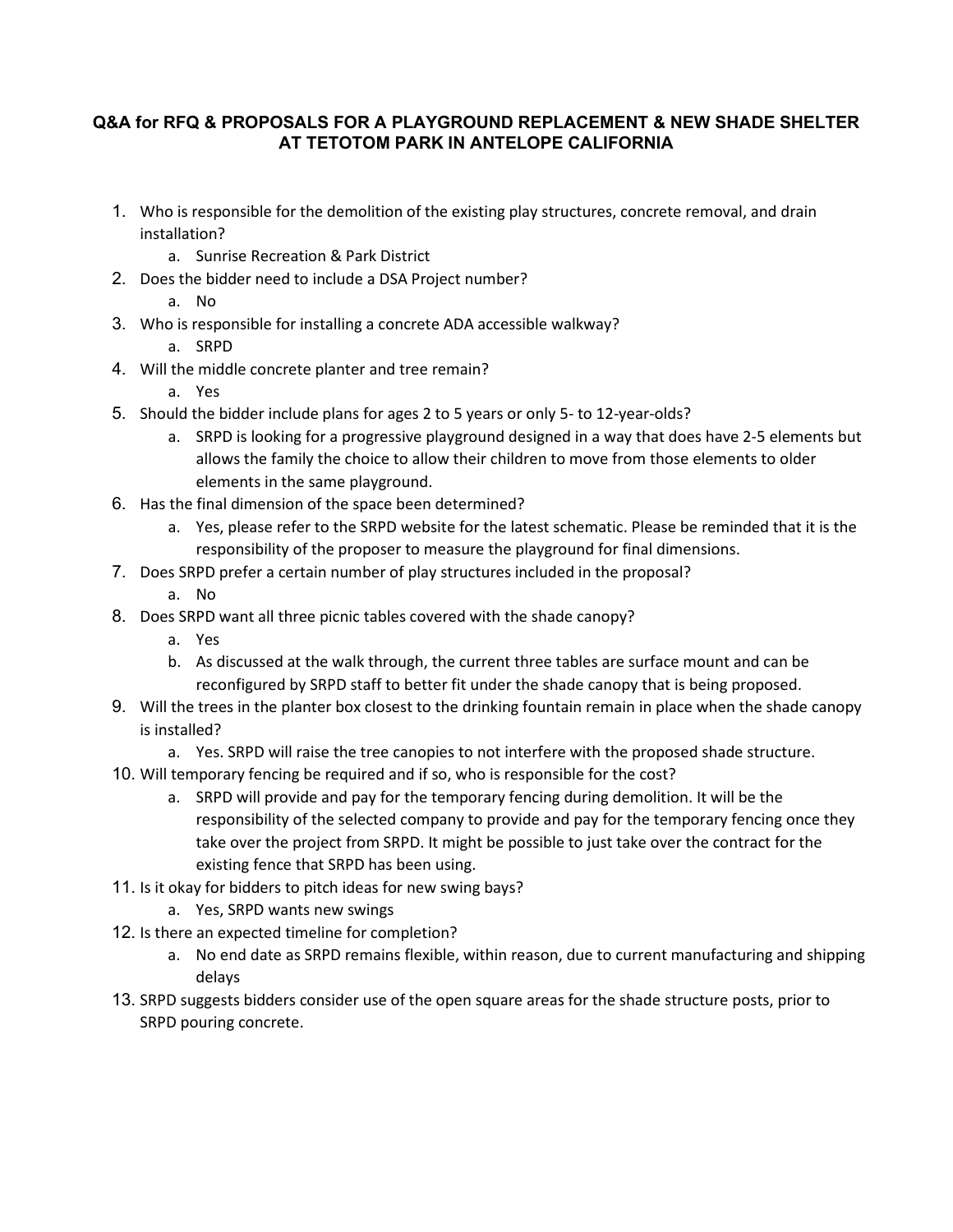# Q&A for RFQ & PROPOSALS FOR A PLAYGROUND REPLACEMENT & NEW SHADE SHELTER AT TETOTOM PARK IN ANTELOPE CALIFORNIA

1. Who is responsible for the demolition of the existing play structures, concrete removal, and drain installation?
    a. Sunrise Recreation & Park District
2. Does the bidder need to include a DSA Project number?
    a. No
3. Who is responsible for installing a concrete ADA accessible walkway?
    a. SRPD
4. Will the middle concrete planter and tree remain?
    a. Yes
5. Should the bidder include plans for ages 2 to 5 years or only 5- to 12-year-olds?
    a. SRPD is looking for a progressive playground designed in a way that does have 2-5 elements but allows the family the choice to allow their children to move from those elements to older elements in the same playground.
6. Has the final dimension of the space been determined?
    a. Yes, please refer to the SRPD website for the latest schematic. Please be reminded that it is the responsibility of the proposer to measure the playground for final dimensions.
7. Does SRPD prefer a certain number of play structures included in the proposal?
    a. No
8. Does SRPD want all three picnic tables covered with the shade canopy?
    a. Yes
    b. As discussed at the walk through, the current three tables are surface mount and can be reconfigured by SRPD staff to better fit under the shade canopy that is being proposed.
9. Will the trees in the planter box closest to the drinking fountain remain in place when the shade canopy is installed?
    a. Yes. SRPD will raise the tree canopies to not interfere with the proposed shade structure.
10. Will temporary fencing be required and if so, who is responsible for the cost?
    a. SRPD will provide and pay for the temporary fencing during demolition. It will be the responsibility of the selected company to provide and pay for the temporary fencing once they take over the project from SRPD. It might be possible to just take over the contract for the existing fence that SRPD has been using.
11. Is it okay for bidders to pitch ideas for new swing bays?
    a. Yes, SRPD wants new swings
12. Is there an expected timeline for completion?
    a. No end date as SRPD remains flexible, within reason, due to current manufacturing and shipping delays
13. SRPD suggests bidders consider use of the open square areas for the shade structure posts, prior to SRPD pouring concrete.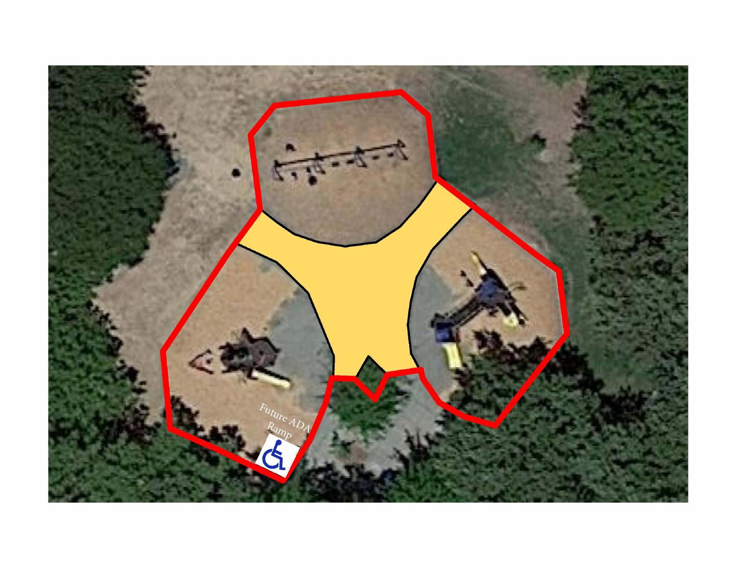Future ADA Ramp